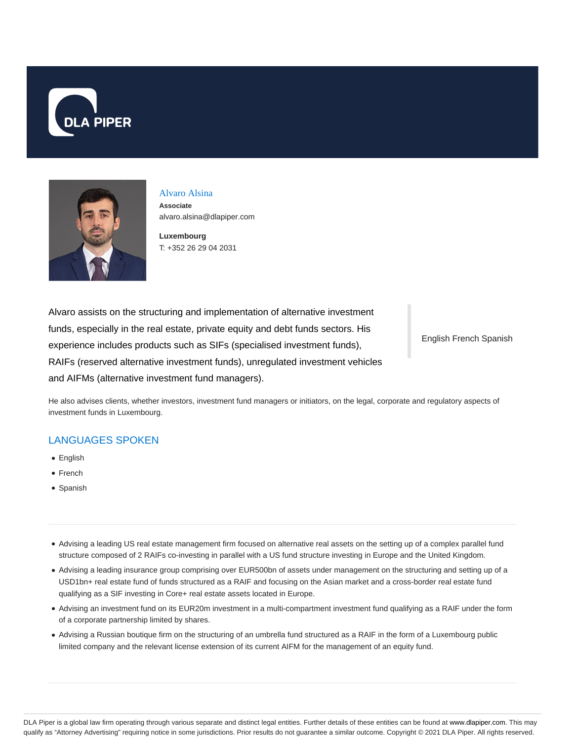DLA PIPER

## Alvaro Alsina

**Associate**
alvaro.alsina@dlapiper.com

**Luxembourg**
T: +352 26 29 04 2031

Alvaro assists on the structuring and implementation of alternative investment funds, especially in the real estate, private equity and debt funds sectors. His experience includes products such as SIFs (specialised investment funds), RAIFs (reserved alternative investment funds), unregulated investment vehicles and AIFMs (alternative investment fund managers).

English French Spanish

He also advises clients, whether investors, investment fund managers or initiators, on the legal, corporate and regulatory aspects of investment funds in Luxembourg.

## LANGUAGES SPOKEN

- English
- French
- Spanish

---

- Advising a leading US real estate management firm focused on alternative real assets on the setting up of a complex parallel fund structure composed of 2 RAIFs co-investing in parallel with a US fund structure investing in Europe and the United Kingdom.
- Advising a leading insurance group comprising over EUR500bn of assets under management on the structuring and setting up of a USD1bn+ real estate fund of funds structured as a RAIF and focusing on the Asian market and a cross-border real estate fund qualifying as a SIF investing in Core+ real estate assets located in Europe.
- Advising an investment fund on its EUR20m investment in a multi-compartment investment fund qualifying as a RAIF under the form of a corporate partnership limited by shares.
- Advising a Russian boutique firm on the structuring of an umbrella fund structured as a RAIF in the form of a Luxembourg public limited company and the relevant license extension of its current AIFM for the management of an equity fund.

---

DLA Piper is a global law firm operating through various separate and distinct legal entities. Further details of these entities can be found at www.dlapiper.com. This may qualify as "Attorney Advertising" requiring notice in some jurisdictions. Prior results do not guarantee a similar outcome. Copyright © 2021 DLA Piper. All rights reserved.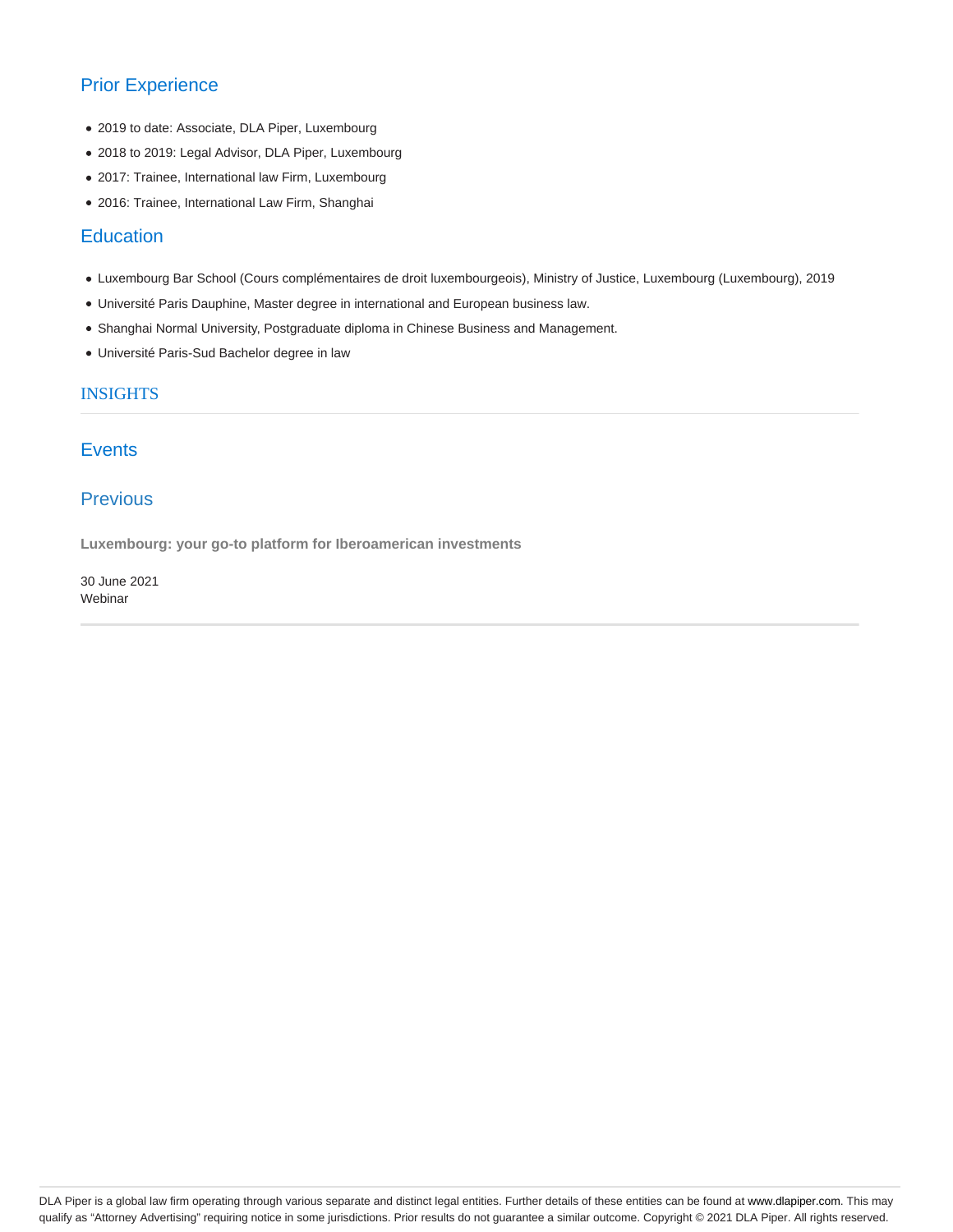## Prior Experience

- 2019 to date: Associate, DLA Piper, Luxembourg
- 2018 to 2019: Legal Advisor, DLA Piper, Luxembourg
- 2017: Trainee, International law Firm, Luxembourg
- 2016: Trainee, International Law Firm, Shanghai

## Education

- Luxembourg Bar School (Cours complémentaires de droit luxembourgeois), Ministry of Justice, Luxembourg (Luxembourg), 2019
- Université Paris Dauphine, Master degree in international and European business law.
- Shanghai Normal University, Postgraduate diploma in Chinese Business and Management.
- Université Paris-Sud Bachelor degree in law

## INSIGHTS

## Events

## Previous

**Luxembourg: your go-to platform for Iberoamerican investments**

30 June 2021
Webinar

DLA Piper is a global law firm operating through various separate and distinct legal entities. Further details of these entities can be found at www.dlapiper.com. This may qualify as "Attorney Advertising" requiring notice in some jurisdictions. Prior results do not guarantee a similar outcome. Copyright © 2021 DLA Piper. All rights reserved.